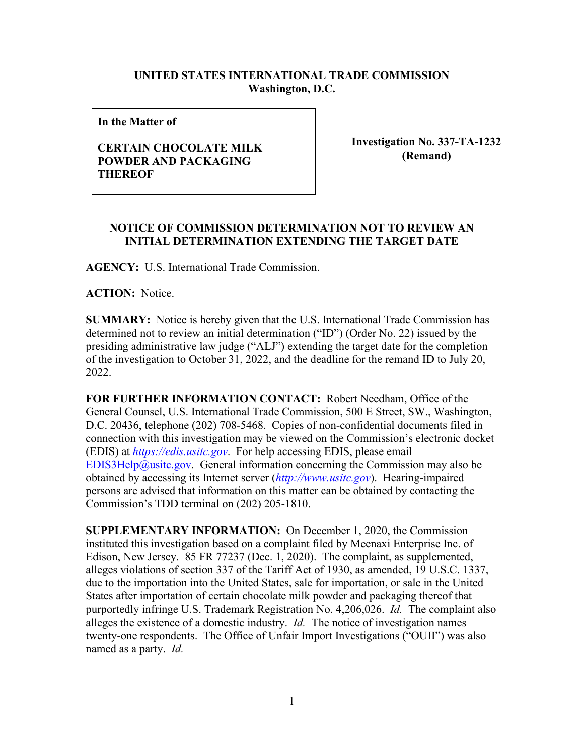**UNITED STATES INTERNATIONAL TRADE COMMISSION**
**Washington, D.C.**

| **In the Matter of** **CERTAIN CHOCOLATE MILK POWDER AND PACKAGING THEREOF** | **Investigation No. 337-TA-1232 (Remand)** |
|---|---|

**NOTICE OF COMMISSION DETERMINATION NOT TO REVIEW AN INITIAL DETERMINATION EXTENDING THE TARGET DATE**

**AGENCY:** U.S. International Trade Commission.

**ACTION:** Notice.

**SUMMARY:** Notice is hereby given that the U.S. International Trade Commission has determined not to review an initial determination ("ID") (Order No. 22) issued by the presiding administrative law judge ("ALJ") extending the target date for the completion of the investigation to October 31, 2022, and the deadline for the remand ID to July 20, 2022.

**FOR FURTHER INFORMATION CONTACT:** Robert Needham, Office of the General Counsel, U.S. International Trade Commission, 500 E Street, SW., Washington, D.C. 20436, telephone (202) 708-5468. Copies of non-confidential documents filed in connection with this investigation may be viewed on the Commission's electronic docket (EDIS) at *https://edis.usitc.gov*. For help accessing EDIS, please email EDIS3Help@usitc.gov. General information concerning the Commission may also be obtained by accessing its Internet server (*http://www.usitc.gov*). Hearing-impaired persons are advised that information on this matter can be obtained by contacting the Commission's TDD terminal on (202) 205-1810.

**SUPPLEMENTARY INFORMATION:** On December 1, 2020, the Commission instituted this investigation based on a complaint filed by Meenaxi Enterprise Inc. of Edison, New Jersey. 85 FR 77237 (Dec. 1, 2020). The complaint, as supplemented, alleges violations of section 337 of the Tariff Act of 1930, as amended, 19 U.S.C. 1337, due to the importation into the United States, sale for importation, or sale in the United States after importation of certain chocolate milk powder and packaging thereof that purportedly infringe U.S. Trademark Registration No. 4,206,026. *Id.* The complaint also alleges the existence of a domestic industry. *Id.* The notice of investigation names twenty-one respondents. The Office of Unfair Import Investigations ("OUII") was also named as a party. *Id.*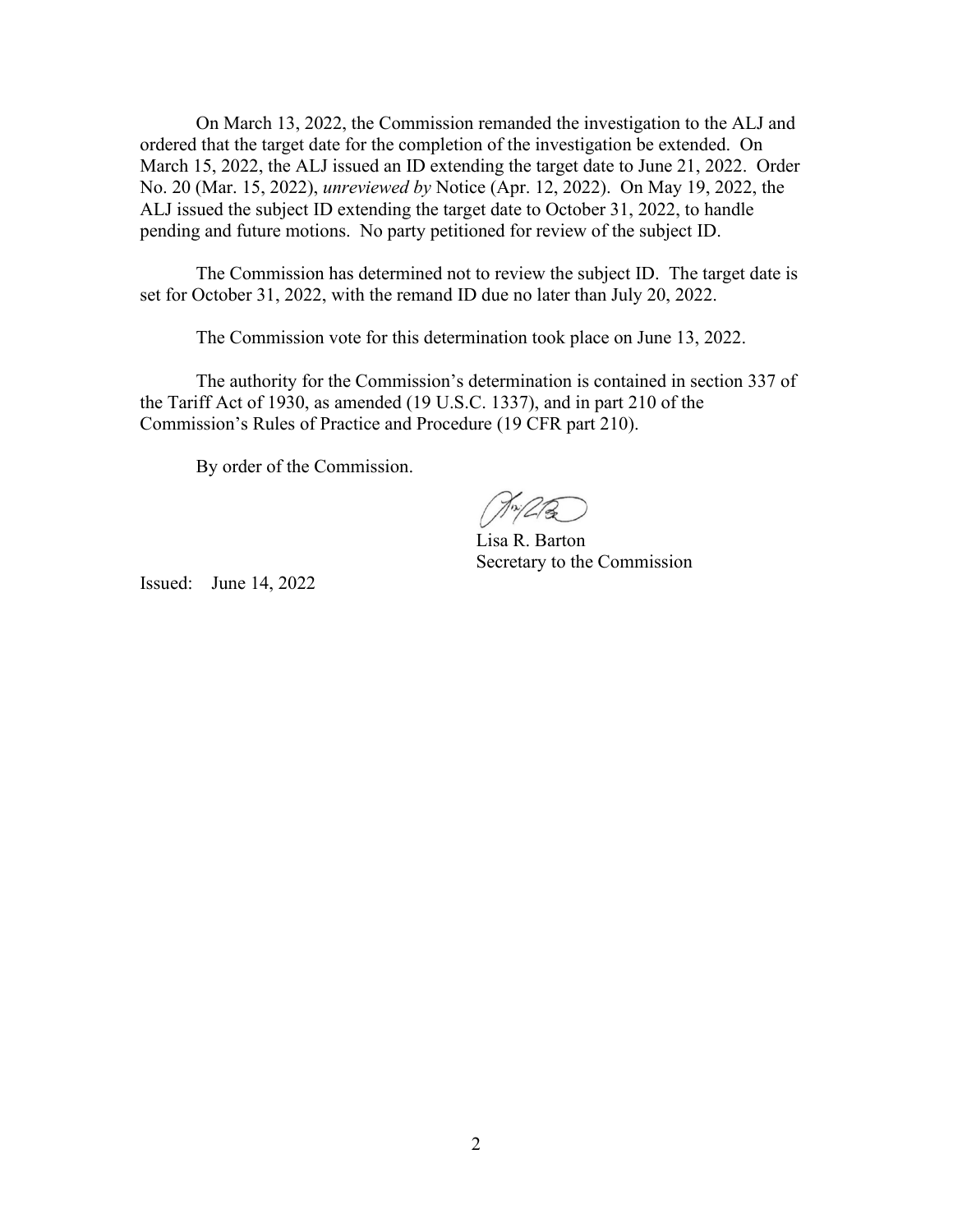On March 13, 2022, the Commission remanded the investigation to the ALJ and ordered that the target date for the completion of the investigation be extended. On March 15, 2022, the ALJ issued an ID extending the target date to June 21, 2022. Order No. 20 (Mar. 15, 2022), *unreviewed by* Notice (Apr. 12, 2022). On May 19, 2022, the ALJ issued the subject ID extending the target date to October 31, 2022, to handle pending and future motions. No party petitioned for review of the subject ID.

The Commission has determined not to review the subject ID. The target date is set for October 31, 2022, with the remand ID due no later than July 20, 2022.

The Commission vote for this determination took place on June 13, 2022.

The authority for the Commission's determination is contained in section 337 of the Tariff Act of 1930, as amended (19 U.S.C. 1337), and in part 210 of the Commission's Rules of Practice and Procedure (19 CFR part 210).

By order of the Commission.

Lisa R. Barton
Secretary to the Commission

Issued: June 14, 2022